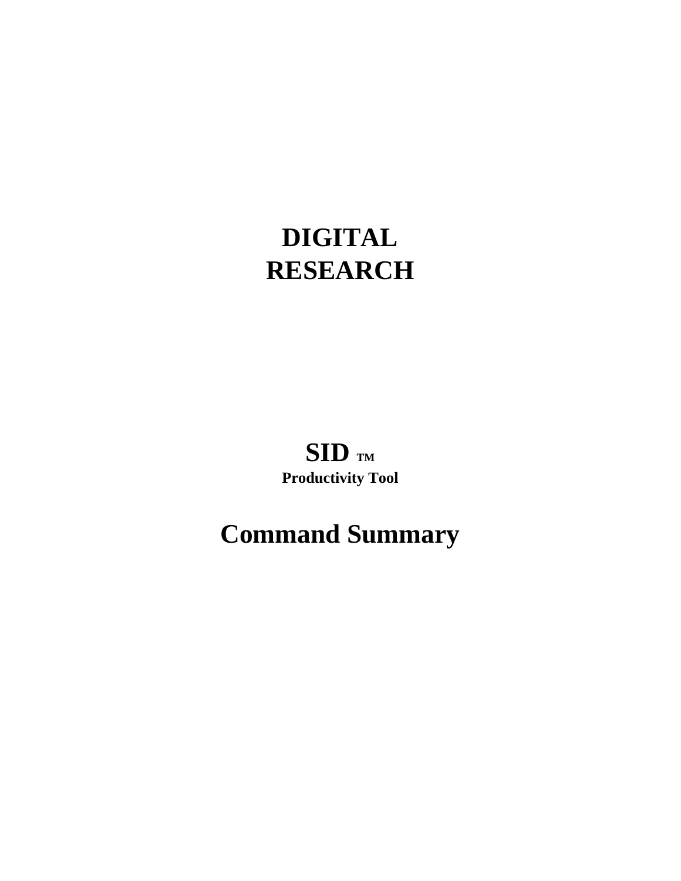# DIGITAL RESEARCH

## SID ™

**Productivity Tool**

# Command Summary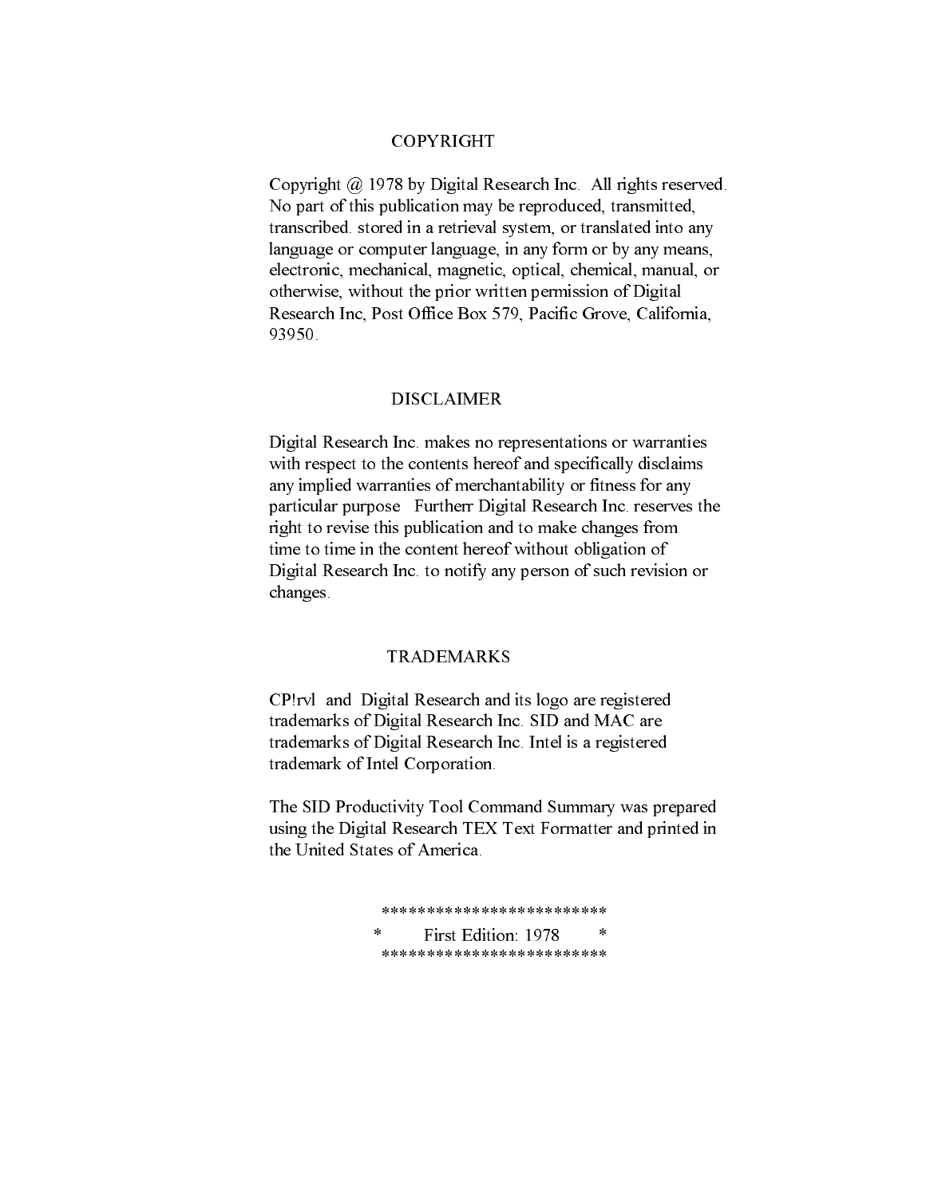## COPYRIGHT

Copyright @ 1978 by Digital Research Inc. All rights reserved. No part of this publication may be reproduced, transmitted, transcribed. stored in a retrieval system, or translated into any language or computer language, in any form or by any means, electronic, mechanical, magnetic, optical, chemical, manual, or otherwise, without the prior written permission of Digital Research Inc, Post Office Box 579, Pacific Grove, California, 93950.

## DISCLAIMER

Digital Research Inc. makes no representations or warranties with respect to the contents hereof and specifically disclaims any implied warranties of merchantability or fitness for any particular purpose Furtherr Digital Research Inc. reserves the right to revise this publication and to make changes from time to time in the content hereof without obligation of Digital Research Inc. to notify any person of such revision or changes.

## TRADEMARKS

CP!rvl and Digital Research and its logo are registered trademarks of Digital Research Inc. SID and MAC are trademarks of Digital Research Inc. Intel is a registered trademark of Intel Corporation.

The SID Productivity Tool Command Summary was prepared using the Digital Research TEX Text Formatter and printed in the United States of America.

```
*************************
*   First Edition: 1978   *
*************************
```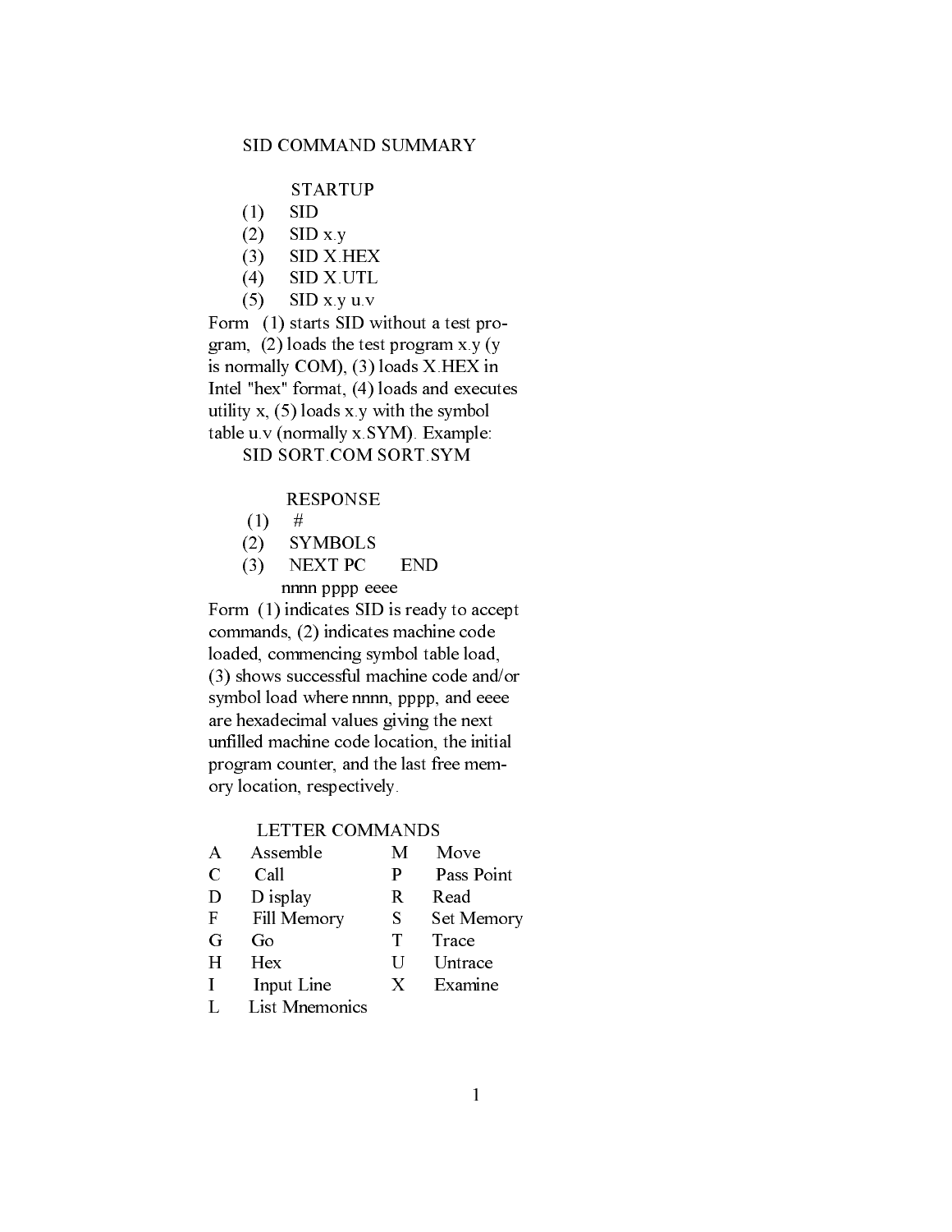# SID COMMAND SUMMARY

## STARTUP

(1) SID
(2) SID x.y
(3) SID X.HEX
(4) SID X.UTL
(5) SID x.y u.v

Form (1) starts SID without a test program, (2) loads the test program x.y (y is normally COM), (3) loads X.HEX in Intel "hex" format, (4) loads and executes utility x, (5) loads x.y with the symbol table u.v (normally x.SYM). Example:

SID SORT.COM SORT.SYM

## RESPONSE

(1) #
(2) SYMBOLS
(3) NEXT PC END
nnnn pppp eeee

Form (1) indicates SID is ready to accept commands, (2) indicates machine code loaded, commencing symbol table load, (3) shows successful machine code and/or symbol load where nnnn, pppp, and eeee are hexadecimal values giving the next unfilled machine code location, the initial program counter, and the last free memory location, respectively.

## LETTER COMMANDS

| | | | |
|---|---|---|---|
| A | Assemble | M | Move |
| C | Call | P | Pass Point |
| D | D isplay | R | Read |
| F | Fill Memory | S | Set Memory |
| G | Go | T | Trace |
| H | Hex | U | Untrace |
| I | Input Line | X | Examine |
| L | List Mnemonics | | |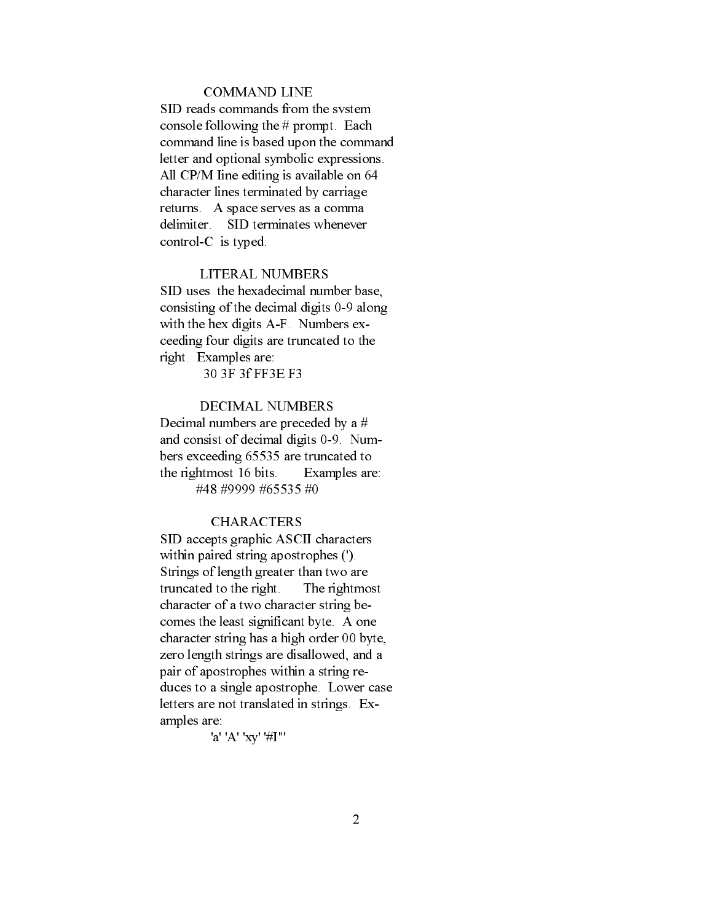## COMMAND LINE

SID reads commands from the svstem console following the # prompt. Each command line is based upon the command letter and optional symbolic expressions. All CP/M line editing is available on 64 character lines terminated by carriage returns. A space serves as a comma delimiter. SID terminates whenever control-C is typed.

## LITERAL NUMBERS

SID uses the hexadecimal number base, consisting of the decimal digits 0-9 along with the hex digits A-F. Numbers exceeding four digits are truncated to the right. Examples are:

30 3F 3f FF3E F3

## DECIMAL NUMBERS

Decimal numbers are preceded by a # and consist of decimal digits 0-9. Numbers exceeding 65535 are truncated to the rightmost 16 bits. Examples are:

#48 #9999 #65535 #0

## CHARACTERS

SID accepts graphic ASCII characters within paired string apostrophes ('). Strings of length greater than two are truncated to the right. The rightmost character of a two character string becomes the least significant byte. A one character string has a high order 00 byte, zero length strings are disallowed, and a pair of apostrophes within a string reduces to a single apostrophe. Lower case letters are not translated in strings. Examples are:

'a' 'A' 'xy' '#I'''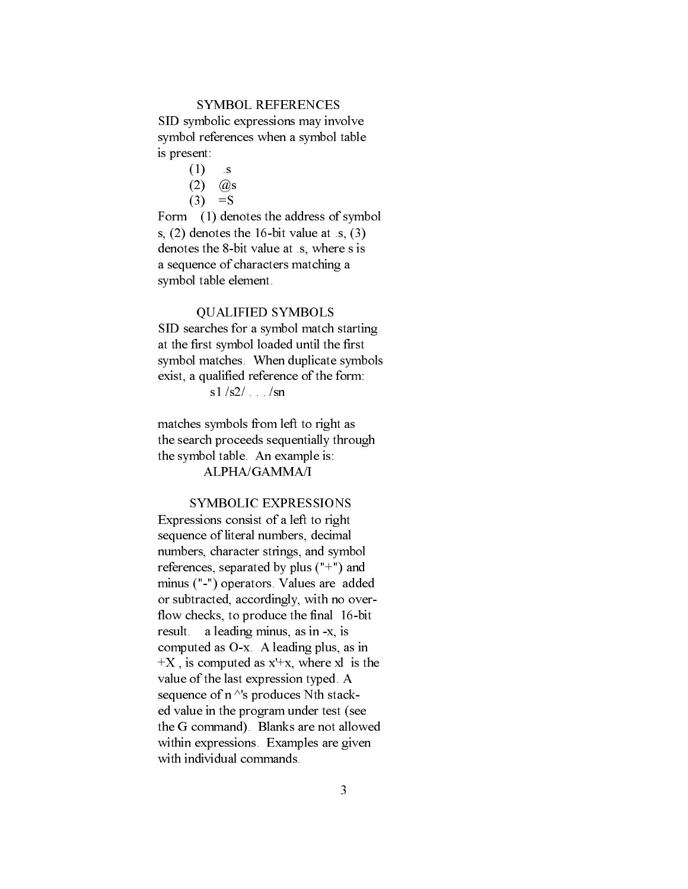## SYMBOL REFERENCES

SID symbolic expressions may involve symbol references when a symbol table is present:

(1) .s
(2) @s
(3) =S

Form (1) denotes the address of symbol s, (2) denotes the 16-bit value at .s, (3) denotes the 8-bit value at .s, where s is a sequence of characters matching a symbol table element.

## QUALIFIED SYMBOLS

SID searches for a symbol match starting at the first symbol loaded until the first symbol matches. When duplicate symbols exist, a qualified reference of the form:

s1 /s2/ . . . /sn

matches symbols from left to right as the search proceeds sequentially through the symbol table. An example is:

ALPHA/GAMMA/I

## SYMBOLIC EXPRESSIONS

Expressions consist of a left to right sequence of literal numbers, decimal numbers, character strings, and symbol references, separated by plus ("+") and minus ("-") operators. Values are added or subtracted, accordingly, with no overflow checks, to produce the final 16-bit result. a leading minus, as in -x, is computed as O-x. A leading plus, as in +X , is computed as x'+x, where xl is the value of the last expression typed. A sequence of n ^'s produces Nth stacked value in the program under test (see the G command). Blanks are not allowed within expressions. Examples are given with individual commands.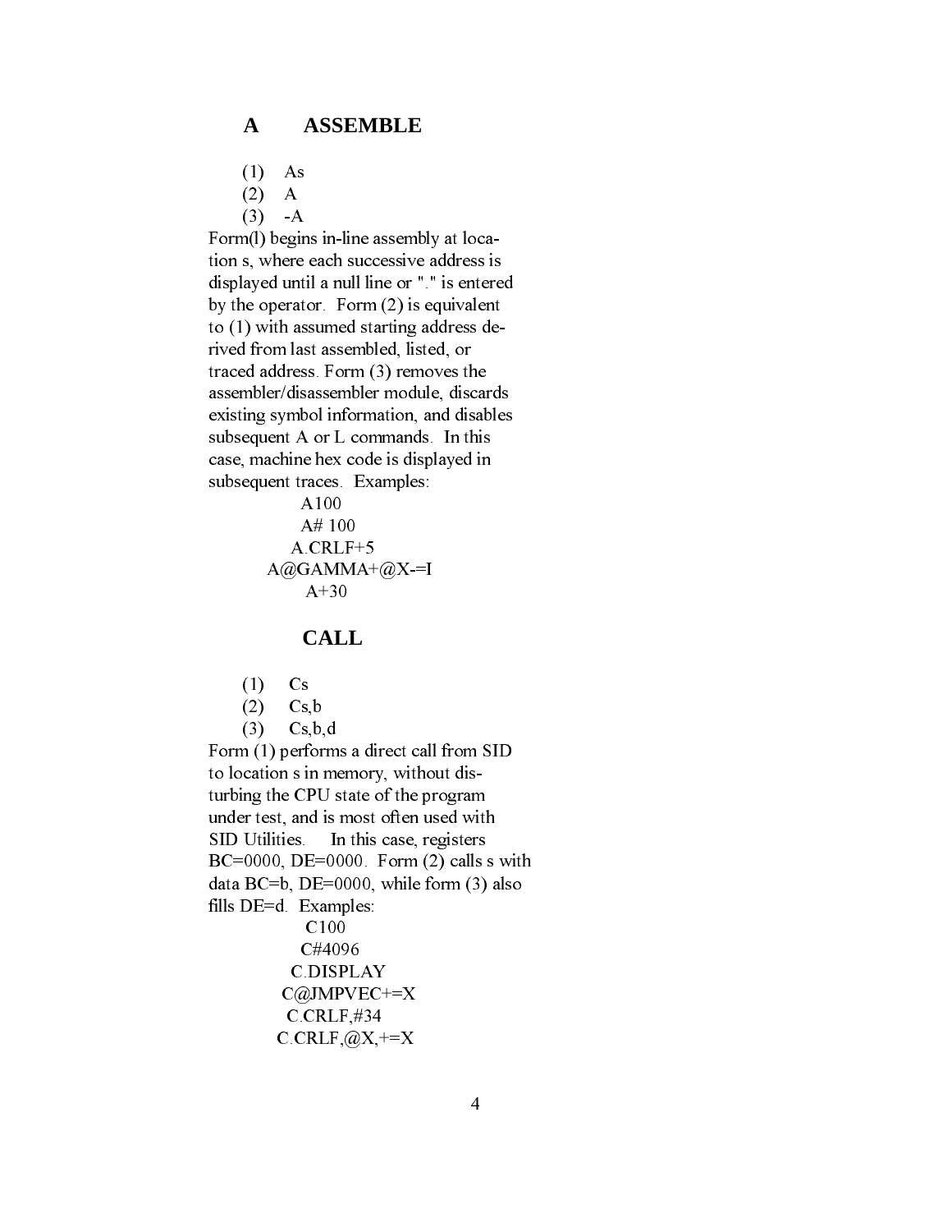## A ASSEMBLE

(1) As
(2) A
(3) -A

Form(l) begins in-line assembly at location s, where each successive address is displayed until a null line or "." is entered by the operator. Form (2) is equivalent to (1) with assumed starting address derived from last assembled, listed, or traced address. Form (3) removes the assembler/disassembler module, discards existing symbol information, and disables subsequent A or L commands. In this case, machine hex code is displayed in subsequent traces. Examples:

```
A100
A# 100
A.CRLF+5
A@GAMMA+@X-=I
A+30
```

## CALL

(1) Cs
(2) Cs,b
(3) Cs,b,d

Form (1) performs a direct call from SID to location s in memory, without disturbing the CPU state of the program under test, and is most often used with SID Utilities. In this case, registers BC=0000, DE=0000. Form (2) calls s with data BC=b, DE=0000, while form (3) also fills DE=d. Examples:

```
C100
C#4096
C.DISPLAY
C@JMPVEC+=X
C.CRLF,#34
C.CRLF,@X,+=X
```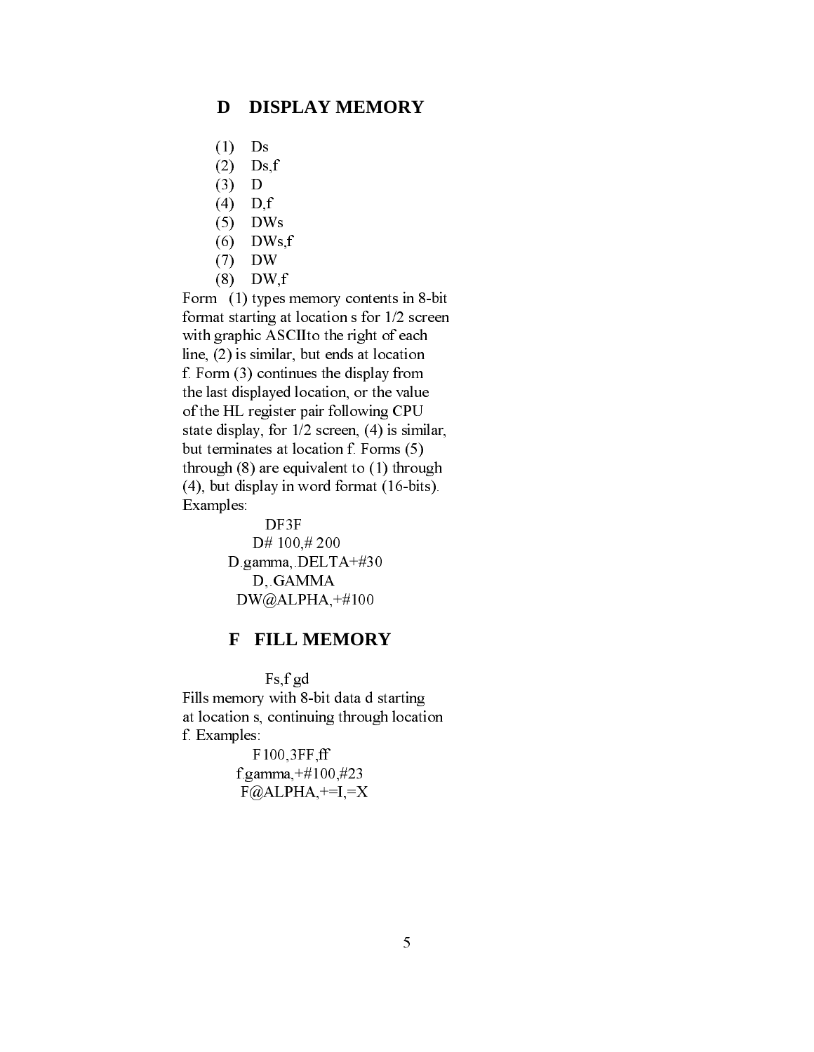## D DISPLAY MEMORY

1. Ds
2. Ds,f
3. D
4. D,f
5. DWs
6. DWs,f
7. DW
8. DW,f

Form (1) types memory contents in 8-bit format starting at location s for 1/2 screen with graphic ASCIIto the right of each line, (2) is similar, but ends at location f. Form (3) continues the display from the last displayed location, or the value of the HL register pair following CPU state display, for 1/2 screen, (4) is similar, but terminates at location f. Forms (5) through (8) are equivalent to (1) through (4), but display in word format (16-bits). Examples:

```
DF3F
D# 100,# 200
D.gamma,.DELTA+#30
D,.GAMMA
DW@ALPHA,+#100
```

## F FILL MEMORY

```
Fs,f gd
```

Fills memory with 8-bit data d starting at location s, continuing through location f. Examples:

```
F100,3FF,ff
f.gamma,+#100,#23
F@ALPHA,+=I,=X
```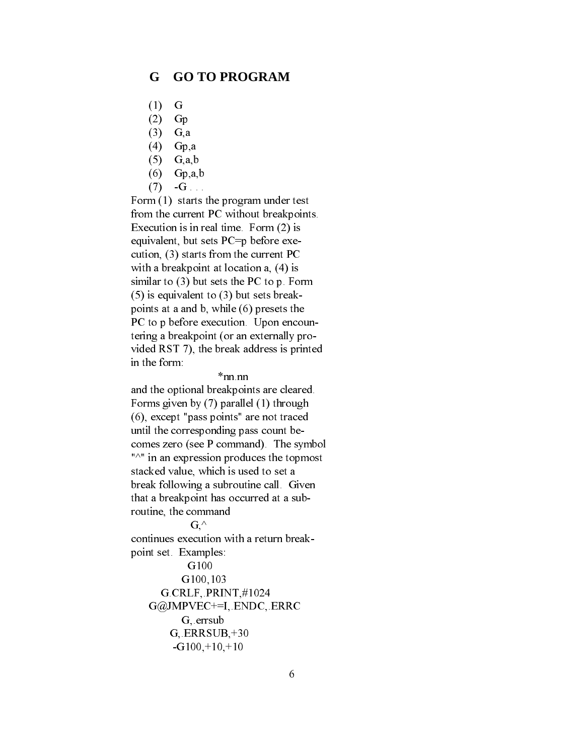## G GO TO PROGRAM

(1) G
(2) Gp
(3) G,a
(4) Gp,a
(5) G,a,b
(6) Gp,a,b
(7) -G . . .

Form (1) starts the program under test from the current PC without breakpoints. Execution is in real time. Form (2) is equivalent, but sets PC=p before execution, (3) starts from the current PC with a breakpoint at location a, (4) is similar to (3) but sets the PC to p. Form (5) is equivalent to (3) but sets breakpoints at a and b, while (6) presets the PC to p before execution. Upon encountering a breakpoint (or an externally provided RST 7), the break address is printed in the form:

```
*nn.nn
```

and the optional breakpoints are cleared. Forms given by (7) parallel (1) through (6), except "pass points" are not traced until the corresponding pass count becomes zero (see P command). The symbol "^" in an expression produces the topmost stacked value, which is used to set a break following a subroutine call. Given that a breakpoint has occurred at a subroutine, the command

```
G,^
```

continues execution with a return breakpoint set. Examples:

```
G100
G100,103
G.CRLF,.PRINT,#1024
G@JMPVEC+=I,.ENDC,.ERRC
G,.errsub
G,.ERRSUB,+30
-G100,+10,+10
```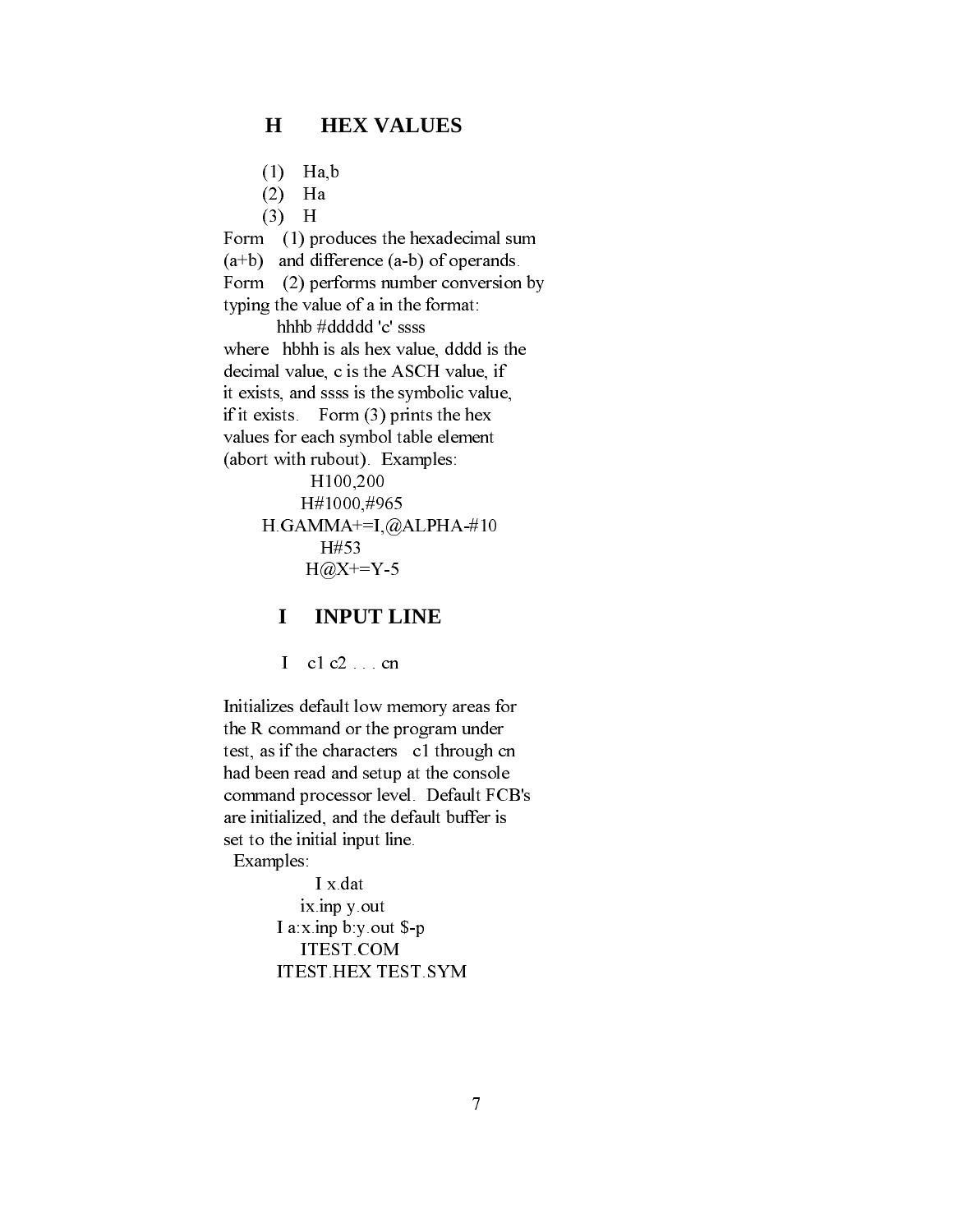## H HEX VALUES

(1) Ha,b
(2) Ha
(3) H

Form (1) produces the hexadecimal sum (a+b) and difference (a-b) of operands. Form (2) performs number conversion by typing the value of a in the format:

```
hhhb #ddddd 'c' ssss
```

where hbhh is als hex value, dddd is the decimal value, c is the ASCH value, if it exists, and ssss is the symbolic value, if it exists. Form (3) prints the hex values for each symbol table element (abort with rubout). Examples:

```
H100,200
H#1000,#965
H.GAMMA+=I,@ALPHA-#10
H#53
H@X+=Y-5
```

## I INPUT LINE

I c1 c2 . . . cn

Initializes default low memory areas for the R command or the program under test, as if the characters c1 through cn had been read and setup at the console command processor level. Default FCB's are initialized, and the default buffer is set to the initial input line.

Examples:

```
I x.dat
ix.inp y.out
I a:x.inp b:y.out $-p
ITEST.COM
ITEST.HEX TEST.SYM
```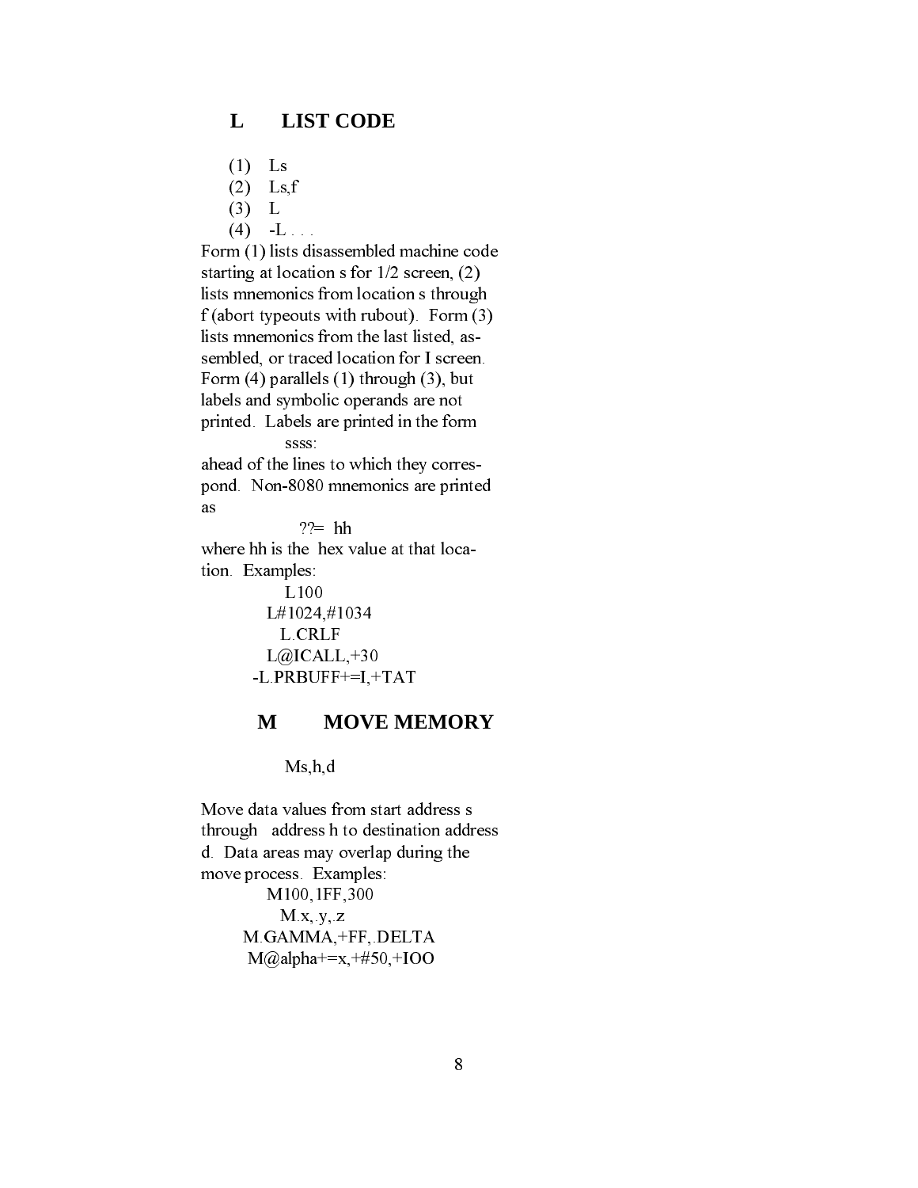## L LIST CODE

(1) Ls
(2) Ls,f
(3) L
(4) -L . . .

Form (1) lists disassembled machine code starting at location s for 1/2 screen, (2) lists mnemonics from location s through f (abort typeouts with rubout). Form (3) lists mnemonics from the last listed, assembled, or traced location for I screen. Form (4) parallels (1) through (3), but labels and symbolic operands are not printed. Labels are printed in the form

ssss:

ahead of the lines to which they correspond. Non-8080 mnemonics are printed as

??= hh

where hh is the hex value at that location. Examples:

```
L100
L#1024,#1034
L.CRLF
L@ICALL,+30
-L.PRBUFF+=I,+TAT
```

## M MOVE MEMORY

Ms,h,d

Move data values from start address s through address h to destination address d. Data areas may overlap during the move process. Examples:

```
M100,1FF,300
M.x,.y,.z
M.GAMMA,+FF,.DELTA
M@alpha+=x,+#50,+IOO
```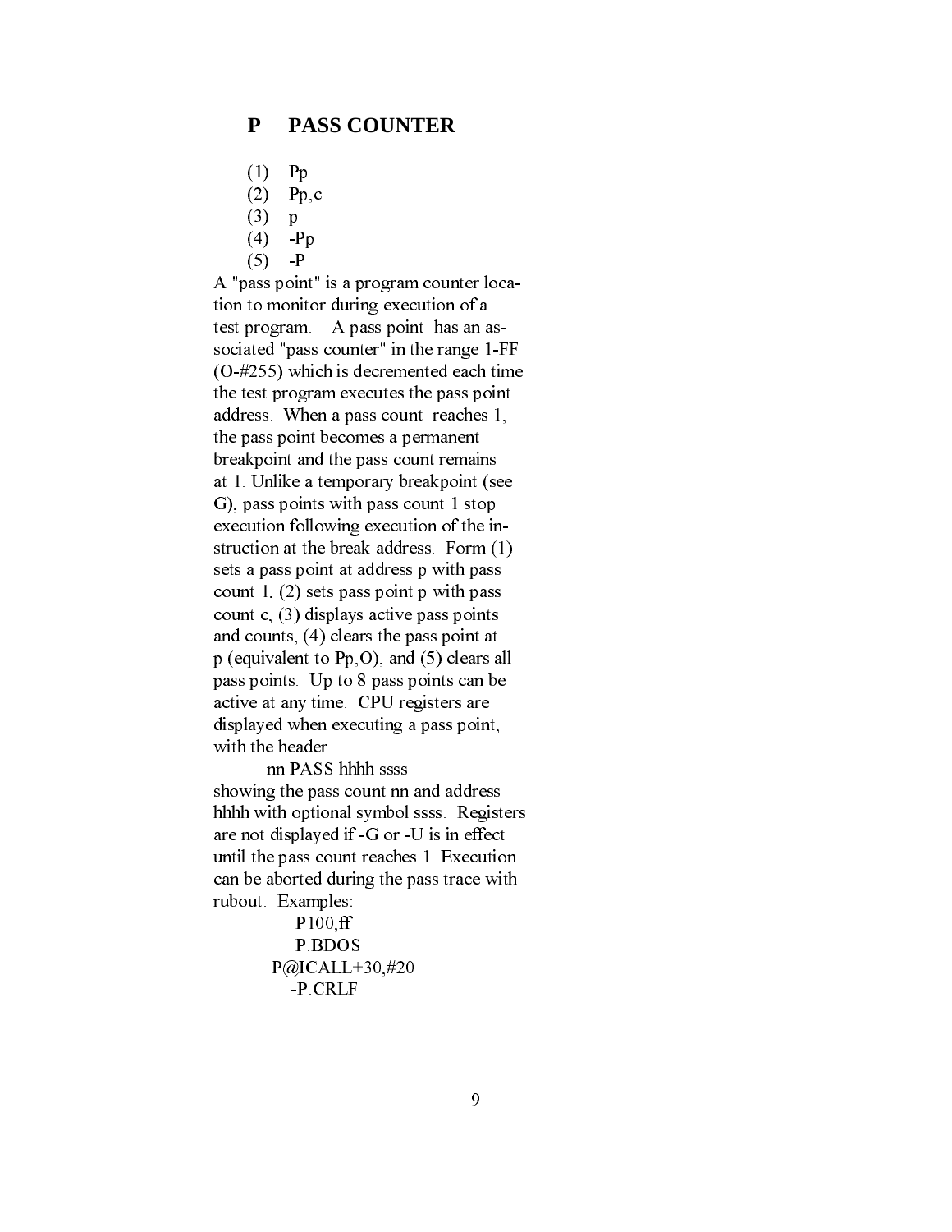## P PASS COUNTER

(1) Pp
(2) Pp,c
(3) p
(4) -Pp
(5) -P

A "pass point" is a program counter location to monitor during execution of a test program. A pass point has an associated "pass counter" in the range 1-FF (O-#255) which is decremented each time the test program executes the pass point address. When a pass count reaches 1, the pass point becomes a permanent breakpoint and the pass count remains at 1. Unlike a temporary breakpoint (see G), pass points with pass count 1 stop execution following execution of the instruction at the break address. Form (1) sets a pass point at address p with pass count 1, (2) sets pass point p with pass count c, (3) displays active pass points and counts, (4) clears the pass point at p (equivalent to Pp,O), and (5) clears all pass points. Up to 8 pass points can be active at any time. CPU registers are displayed when executing a pass point, with the header

```
nn PASS hhhh ssss
```

showing the pass count nn and address hhhh with optional symbol ssss. Registers are not displayed if -G or -U is in effect until the pass count reaches 1. Execution can be aborted during the pass trace with rubout. Examples:

```
P100,ff
P.BDOS
P@ICALL+30,#20
-P.CRLF
```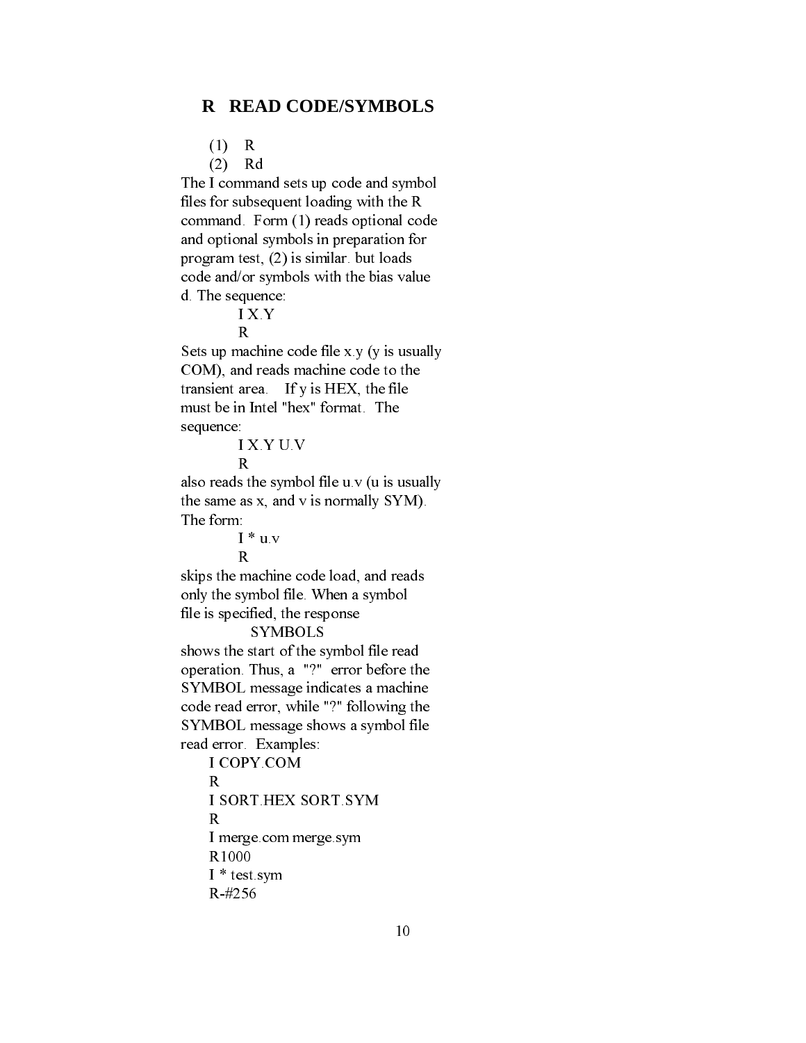## R READ CODE/SYMBOLS

(1) R
(2) Rd

The I command sets up code and symbol files for subsequent loading with the R command. Form (1) reads optional code and optional symbols in preparation for program test, (2) is similar. but loads code and/or symbols with the bias value d. The sequence:

```
I X.Y
R
```

Sets up machine code file x.y (y is usually COM), and reads machine code to the transient area. If y is HEX, the file must be in Intel "hex" format. The sequence:

```
I X.Y U.V
R
```

also reads the symbol file u.v (u is usually the same as x, and v is normally SYM). The form:

```
I * u.v
R
```

skips the machine code load, and reads only the symbol file. When a symbol file is specified, the response

```
SYMBOLS
```

shows the start of the symbol file read operation. Thus, a "?" error before the SYMBOL message indicates a machine code read error, while "?" following the SYMBOL message shows a symbol file read error. Examples:

```
I COPY.COM
R
I SORT.HEX SORT.SYM
R
I merge.com merge.sym
R1000
I * test.sym
R-#256
```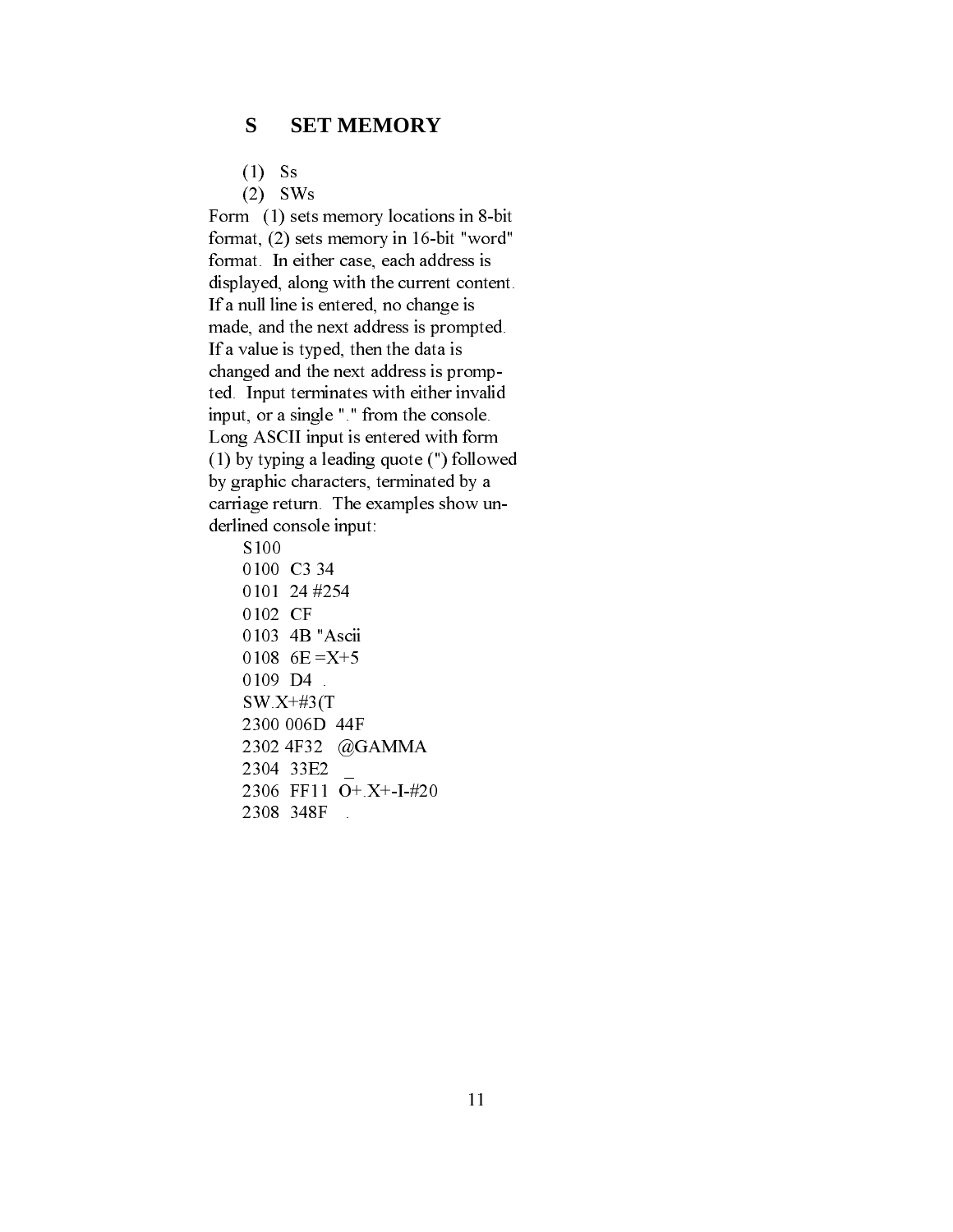## S SET MEMORY

(1) Ss
(2) SWs

Form (1) sets memory locations in 8-bit format, (2) sets memory in 16-bit "word" format. In either case, each address is displayed, along with the current content. If a null line is entered, no change is made, and the next address is prompted. If a value is typed, then the data is changed and the next address is prompted. Input terminates with either invalid input, or a single "." from the console. Long ASCII input is entered with form (1) by typing a leading quote (") followed by graphic characters, terminated by a carriage return. The examples show underlined console input:

```
S100
0100  C3 34
0101  24 #254
0102  CF
0103  4B "Ascii
0108  6E =X+5
0109  D4  .
SW.X+#3(T
2300 006D  44F
2302 4F32   @GAMMA
2304  33E2   _
2306  FF11  O+.X+-I-#20
2308  348F   .
```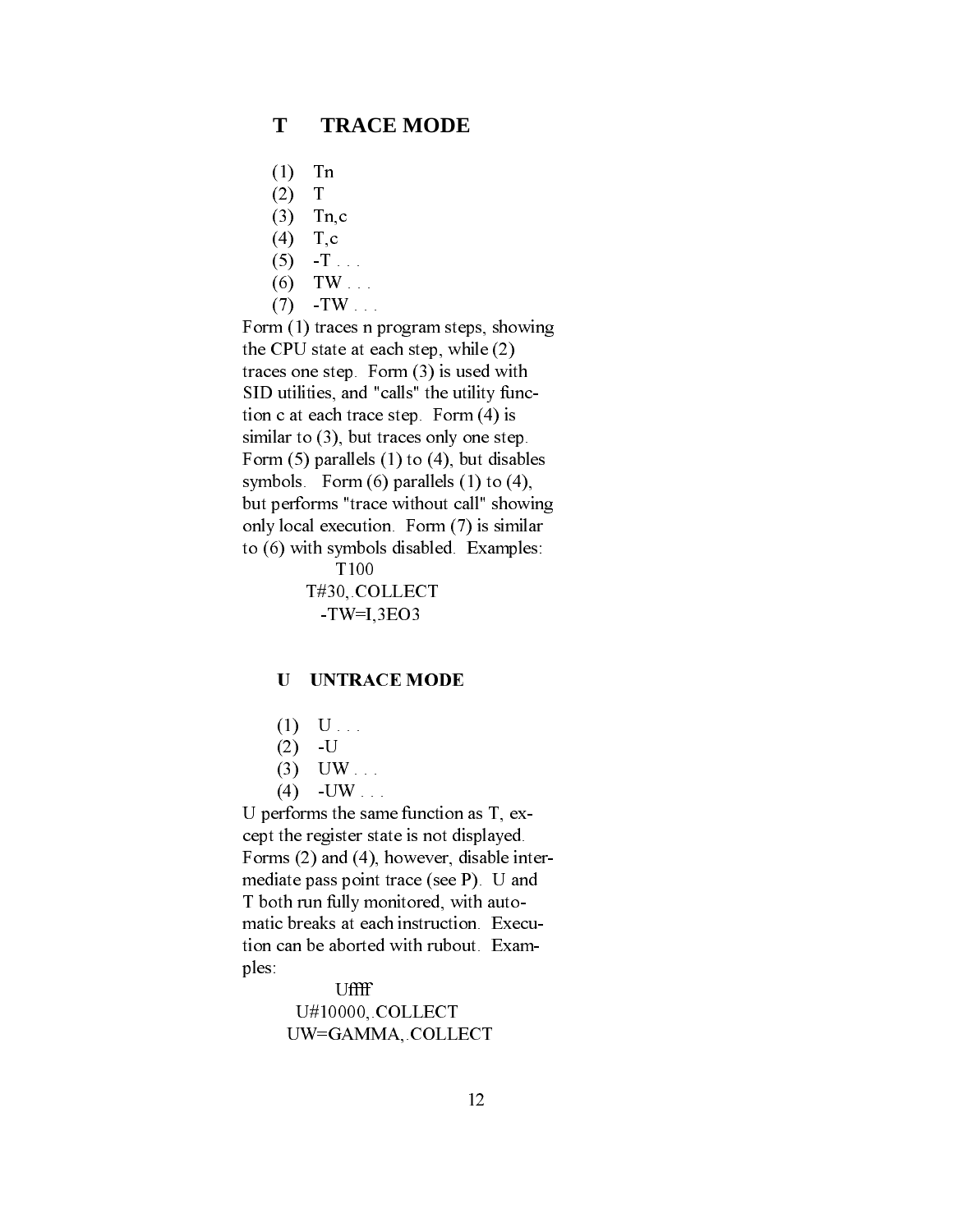## T TRACE MODE

(1) Tn
(2) T
(3) Tn,c
(4) T,c
(5) -T . . .
(6) TW . . .
(7) -TW . . .

Form (1) traces n program steps, showing the CPU state at each step, while (2) traces one step. Form (3) is used with SID utilities, and "calls" the utility function c at each trace step. Form (4) is similar to (3), but traces only one step. Form (5) parallels (1) to (4), but disables symbols. Form (6) parallels (1) to (4), but performs "trace without call" showing only local execution. Form (7) is similar to (6) with symbols disabled. Examples:

```
T100
T#30,.COLLECT
-TW=I,3EO3
```

## U UNTRACE MODE

(1) U . . .
(2) -U
(3) UW . . .
(4) -UW . . .

U performs the same function as T, except the register state is not displayed. Forms (2) and (4), however, disable intermediate pass point trace (see P). U and T both run fully monitored, with automatic breaks at each instruction. Execution can be aborted with rubout. Examples:

```
Uffff
U#10000,.COLLECT
UW=GAMMA,.COLLECT
```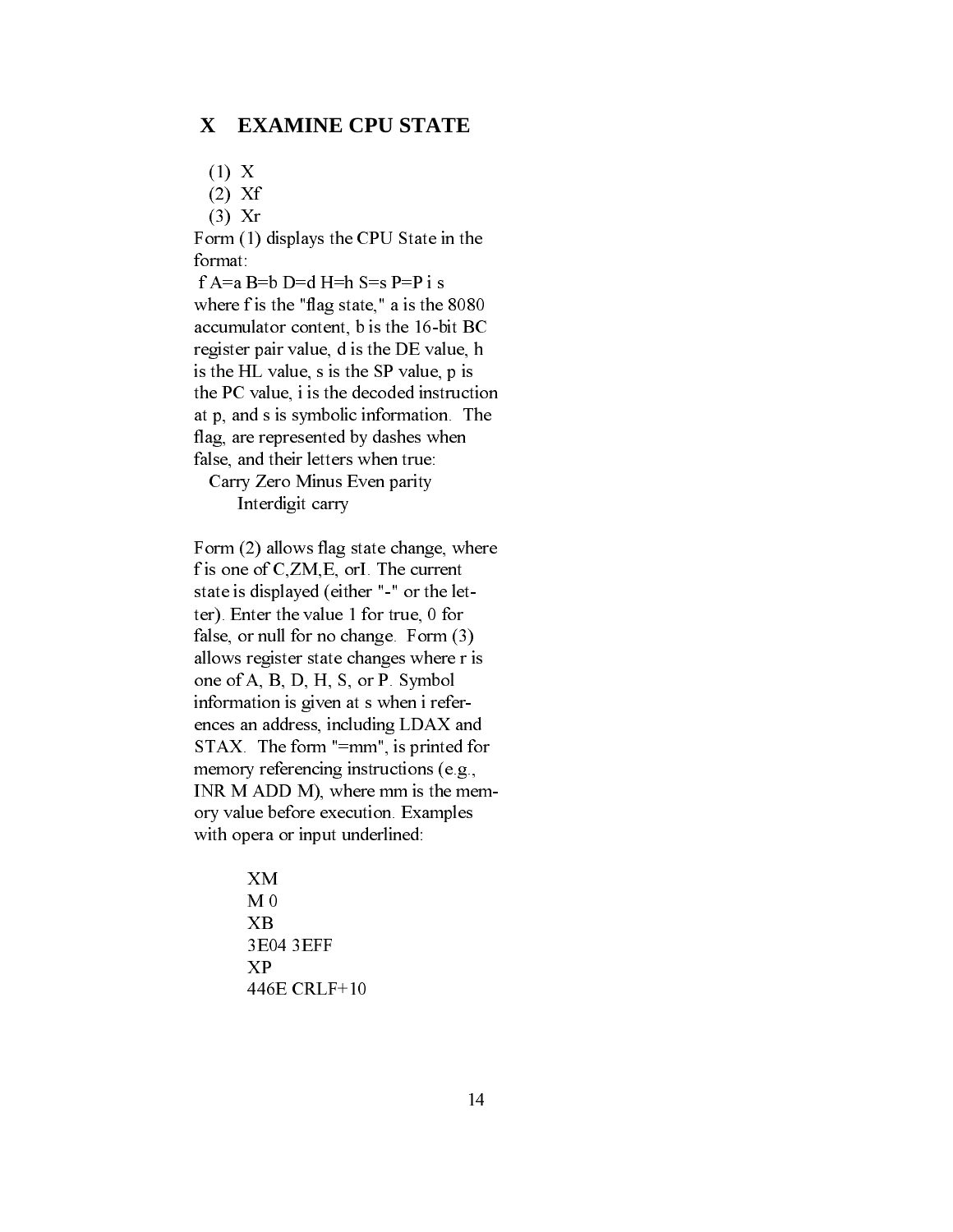## X EXAMINE CPU STATE

(1) X
(2) Xf
(3) Xr

Form (1) displays the CPU State in the format:

f A=a B=b D=d H=h S=s P=P i s

where f is the "flag state," a is the 8080 accumulator content, b is the 16-bit BC register pair value, d is the DE value, h is the HL value, s is the SP value, p is the PC value, i is the decoded instruction at p, and s is symbolic information. The flag, are represented by dashes when false, and their letters when true:

Carry Zero Minus Even parity
Interdigit carry

Form (2) allows flag state change, where f is one of C,ZM,E, orI. The current state is displayed (either "-" or the letter). Enter the value 1 for true, 0 for false, or null for no change. Form (3) allows register state changes where r is one of A, B, D, H, S, or P. Symbol information is given at s when i references an address, including LDAX and STAX. The form "=mm", is printed for memory referencing instructions (e.g., INR M ADD M), where mm is the memory value before execution. Examples with opera or input underlined:

```
XM
M 0
XB
3E04 3EFF
XP
446E CRLF+10
```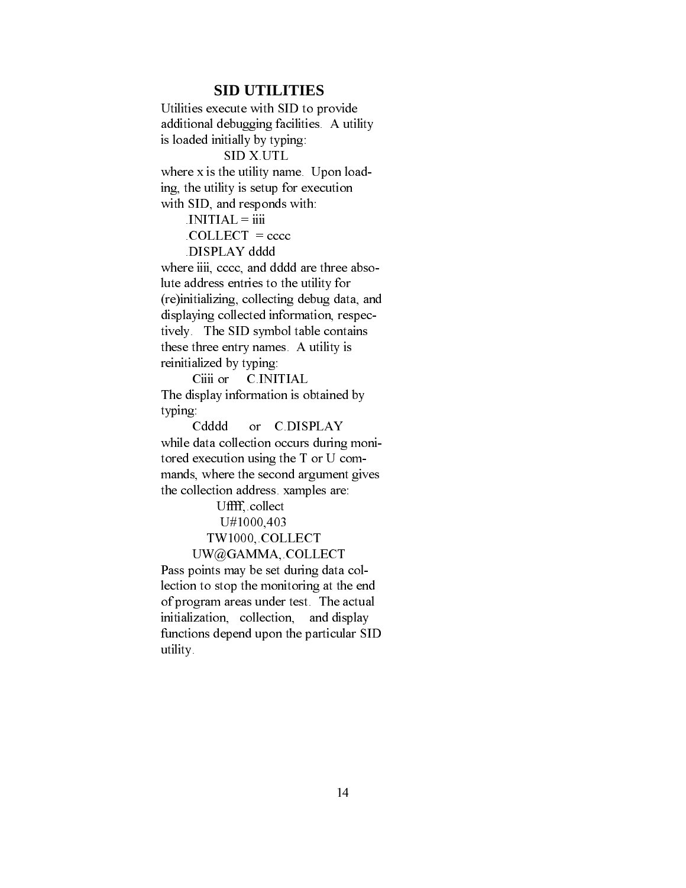## SID UTILITIES

Utilities execute with SID to provide additional debugging facilities. A utility is loaded initially by typing:

```
SID X.UTL
```

where x is the utility name. Upon loading, the utility is setup for execution with SID, and responds with:

```
.INITIAL = iiii
.COLLECT  = cccc
.DISPLAY dddd
```

where iiii, cccc, and dddd are three absolute address entries to the utility for (re)initializing, collecting debug data, and displaying collected information, respectively. The SID symbol table contains these three entry names. A utility is reinitialized by typing:

```
Ciiii or     C.INITIAL
```

The display information is obtained by typing:

```
Cdddd      or    C.DISPLAY
```

while data collection occurs during monitored execution using the T or U commands, where the second argument gives the collection address. xamples are:

```
Uffff,.collect
U#1000,403
TW1000,.COLLECT
UW@GAMMA,.COLLECT
```

Pass points may be set during data collection to stop the monitoring at the end of program areas under test. The actual initialization, collection, and display functions depend upon the particular SID utility.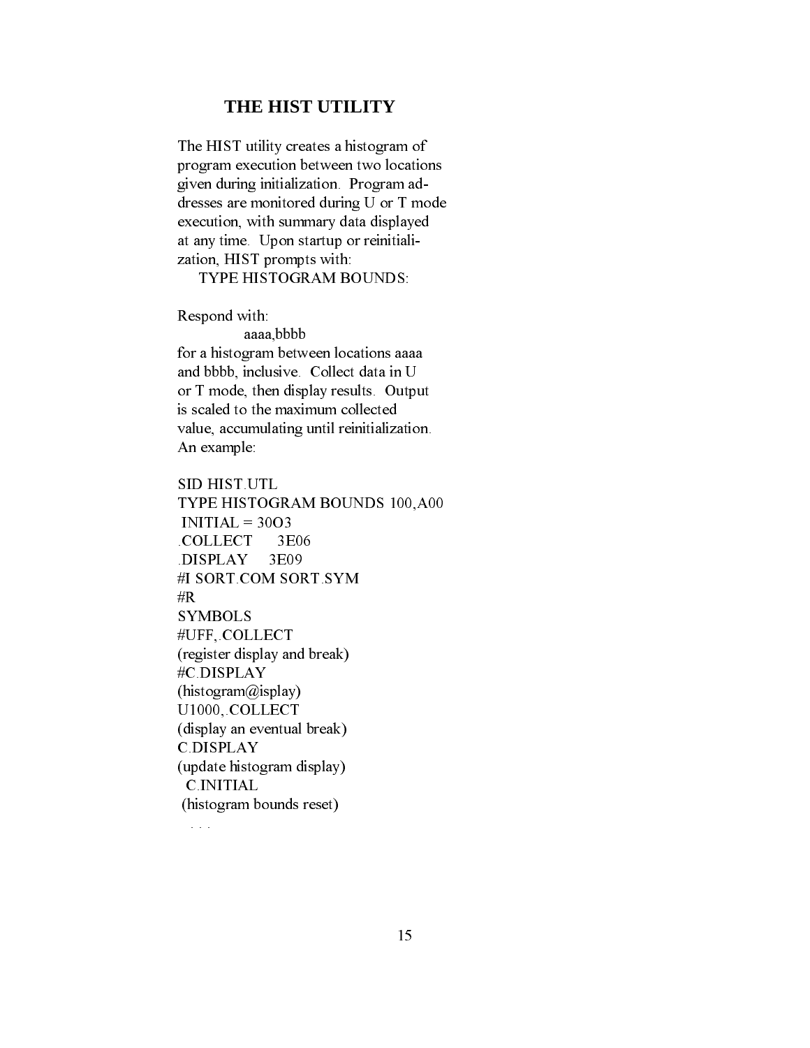# THE HIST UTILITY

The HIST utility creates a histogram of program execution between two locations given during initialization. Program addresses are monitored during U or T mode execution, with summary data displayed at any time. Upon startup or reinitialization, HIST prompts with:

    TYPE HISTOGRAM BOUNDS:

Respond with:

            aaaa,bbbb

for a histogram between locations aaaa and bbbb, inclusive. Collect data in U or T mode, then display results. Output is scaled to the maximum collected value, accumulating until reinitialization. An example:

```
SID HIST.UTL
TYPE HISTOGRAM BOUNDS 100,A00
 INITIAL = 30O3
.COLLECT      3E06
.DISPLAY     3E09
#I SORT.COM SORT.SYM
#R
SYMBOLS
#UFF,.COLLECT
(register display and break)
#C.DISPLAY
(histogram@isplay)
U1000,.COLLECT
(display an eventual break)
C.DISPLAY
(update histogram display)
  C.INITIAL
 (histogram bounds reset)
  . . .
```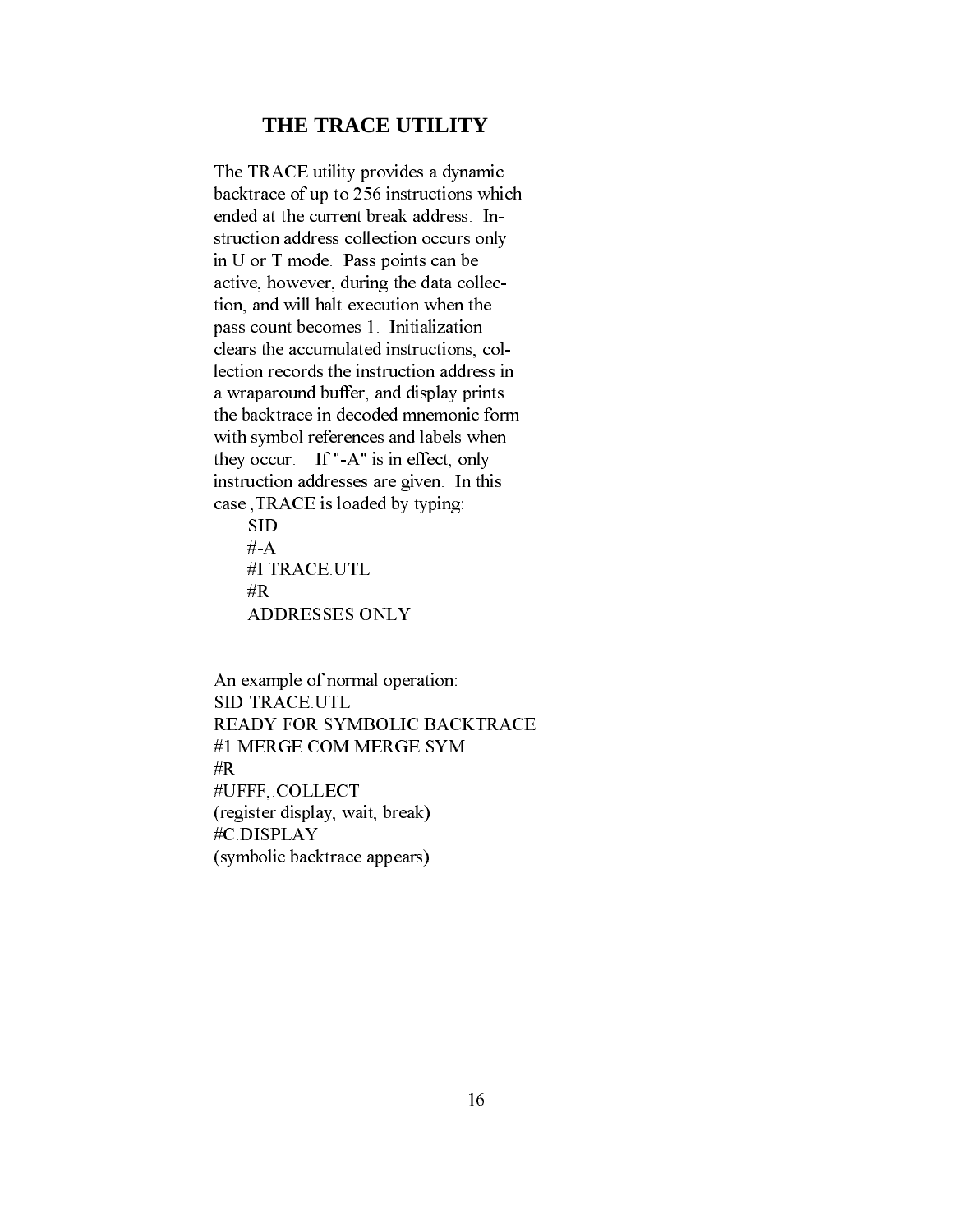# THE TRACE UTILITY

The TRACE utility provides a dynamic backtrace of up to 256 instructions which ended at the current break address. Instruction address collection occurs only in U or T mode. Pass points can be active, however, during the data collection, and will halt execution when the pass count becomes 1. Initialization clears the accumulated instructions, collection records the instruction address in a wraparound buffer, and display prints the backtrace in decoded mnemonic form with symbol references and labels when they occur. If "-A" is in effect, only instruction addresses are given. In this case ,TRACE is loaded by typing:

```
SID
#-A
#I TRACE.UTL
#R
ADDRESSES ONLY
  . . .
```

An example of normal operation:

```
SID TRACE.UTL
READY FOR SYMBOLIC BACKTRACE
#1 MERGE.COM MERGE.SYM
#R
#UFFF,.COLLECT
(register display, wait, break)
#C.DISPLAY
(symbolic backtrace appears)
```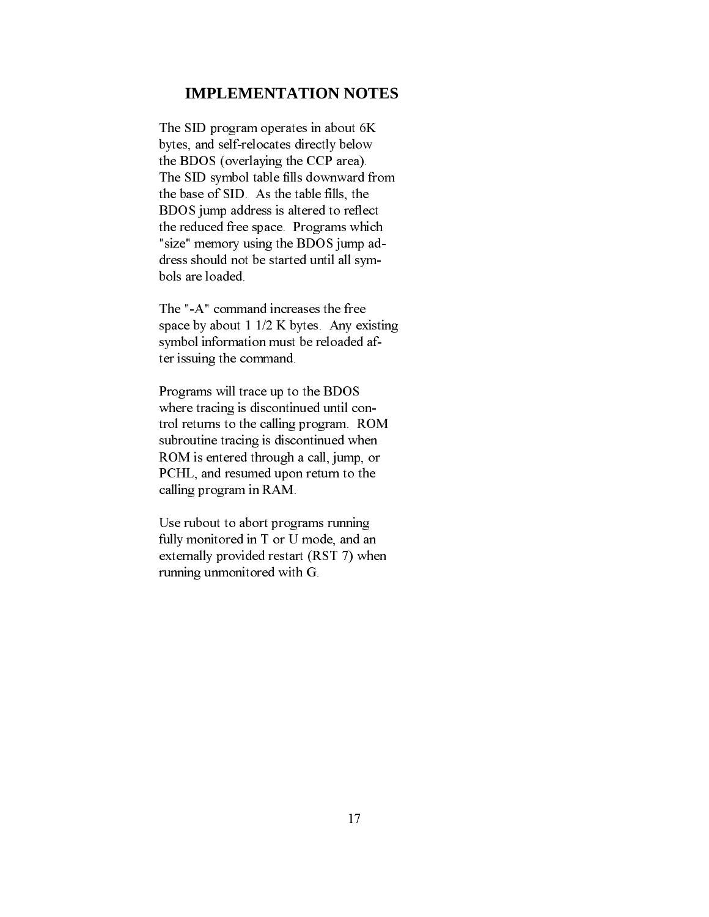## IMPLEMENTATION NOTES

The SID program operates in about 6K bytes, and self-relocates directly below the BDOS (overlaying the CCP area). The SID symbol table fills downward from the base of SID. As the table fills, the BDOS jump address is altered to reflect the reduced free space. Programs which "size" memory using the BDOS jump address should not be started until all symbols are loaded.

The "-A" command increases the free space by about 1 1/2 K bytes. Any existing symbol information must be reloaded after issuing the command.

Programs will trace up to the BDOS where tracing is discontinued until control returns to the calling program. ROM subroutine tracing is discontinued when ROM is entered through a call, jump, or PCHL, and resumed upon return to the calling program in RAM.

Use rubout to abort programs running fully monitored in T or U mode, and an externally provided restart (RST 7) when running unmonitored with G.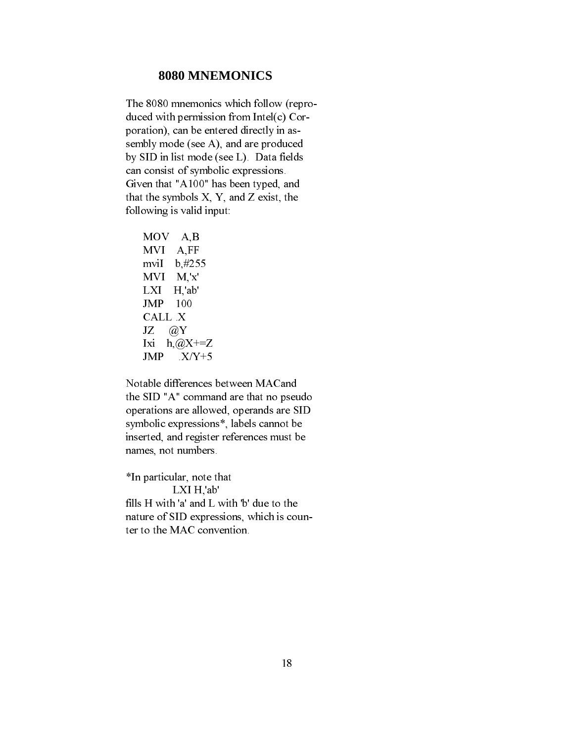## 8080 MNEMONICS

The 8080 mnemonics which follow (reproduced with permission from Intel(c) Corporation), can be entered directly in assembly mode (see A), and are produced by SID in list mode (see L). Data fields can consist of symbolic expressions. Given that "A100" has been typed, and that the symbols X, Y, and Z exist, the following is valid input:

```
MOV    A,B
MVI    A,FF
mviI   b,#255
MVI    M,'x'
LXI    H,'ab'
JMP    100
CALL   .X
JZ     @Y
Ixi    h,@X+=Z
JMP    .X/Y+5
```

Notable differences between MACand the SID "A" command are that no pseudo operations are allowed, operands are SID symbolic expressions*, labels cannot be inserted, and register references must be names, not numbers.

*In particular, note that

```
LXI H,'ab'
```

fills H with 'a' and L with 'b' due to the nature of SID expressions, which is counter to the MAC convention.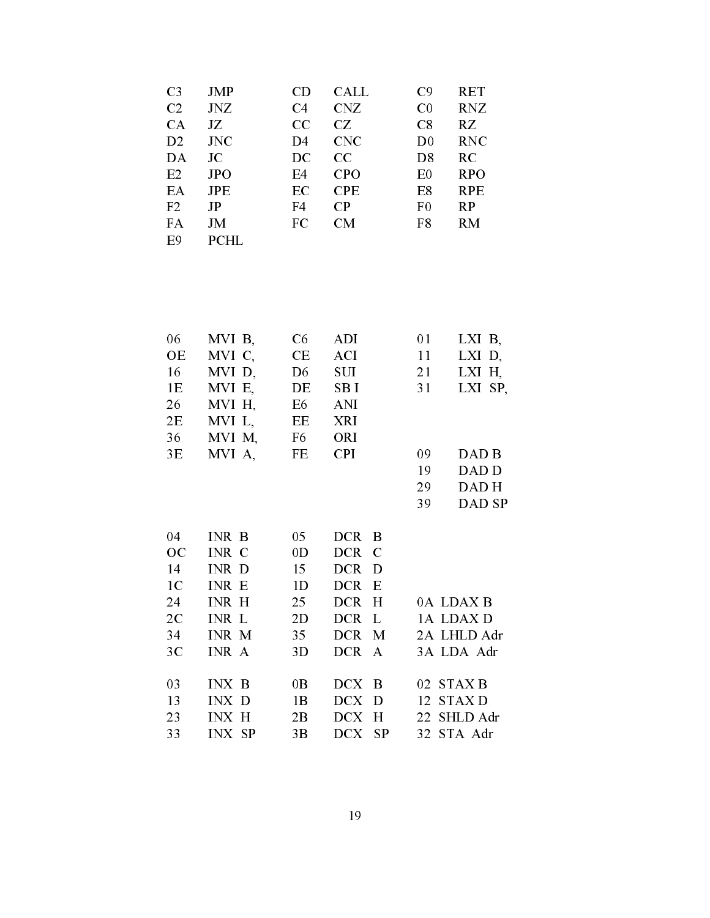| | | | | | |
|---|---|---|---|---|---|
| C3 | JMP | CD | CALL | C9 | RET |
| C2 | JNZ | C4 | CNZ | C0 | RNZ |
| CA | JZ | CC | CZ | C8 | RZ |
| D2 | JNC | D4 | CNC | D0 | RNC |
| DA | JC | DC | CC | D8 | RC |
| E2 | JPO | E4 | CPO | E0 | RPO |
| EA | JPE | EC | CPE | E8 | RPE |
| F2 | JP | F4 | CP | F0 | RP |
| FA | JM | FC | CM | F8 | RM |
| E9 | PCHL | | | | |

| | | | | | |
|---|---|---|---|---|---|
| 06 | MVI B, | C6 | ADI | 01 | LXI B, |
| OE | MVI C, | CE | ACI | 11 | LXI D, |
| 16 | MVI D, | D6 | SUI | 21 | LXI H, |
| 1E | MVI E, | DE | SB I | 31 | LXI SP, |
| 26 | MVI H, | E6 | ANI | | |
| 2E | MVI L, | EE | XRI | | |
| 36 | MVI M, | F6 | ORI | | |
| 3E | MVI A, | FE | CPI | 09 | DAD B |
| | | | | 19 | DAD D |
| | | | | 29 | DAD H |
| | | | | 39 | DAD SP |

| | | | | | |
|---|---|---|---|---|---|
| 04 | INR B | 05 | DCR B | | |
| OC | INR C | 0D | DCR C | | |
| 14 | INR D | 15 | DCR D | | |
| 1C | INR E | 1D | DCR E | | |
| 24 | INR H | 25 | DCR H | 0A | LDAX B |
| 2C | INR L | 2D | DCR L | 1A | LDAX D |
| 34 | INR M | 35 | DCR M | 2A | LHLD Adr |
| 3C | INR A | 3D | DCR A | 3A | LDA Adr |
| 03 | INX B | 0B | DCX B | 02 | STAX B |
| 13 | INX D | 1B | DCX D | 12 | STAX D |
| 23 | INX H | 2B | DCX H | 22 | SHLD Adr |
| 33 | INX SP | 3B | DCX SP | 32 | STA Adr |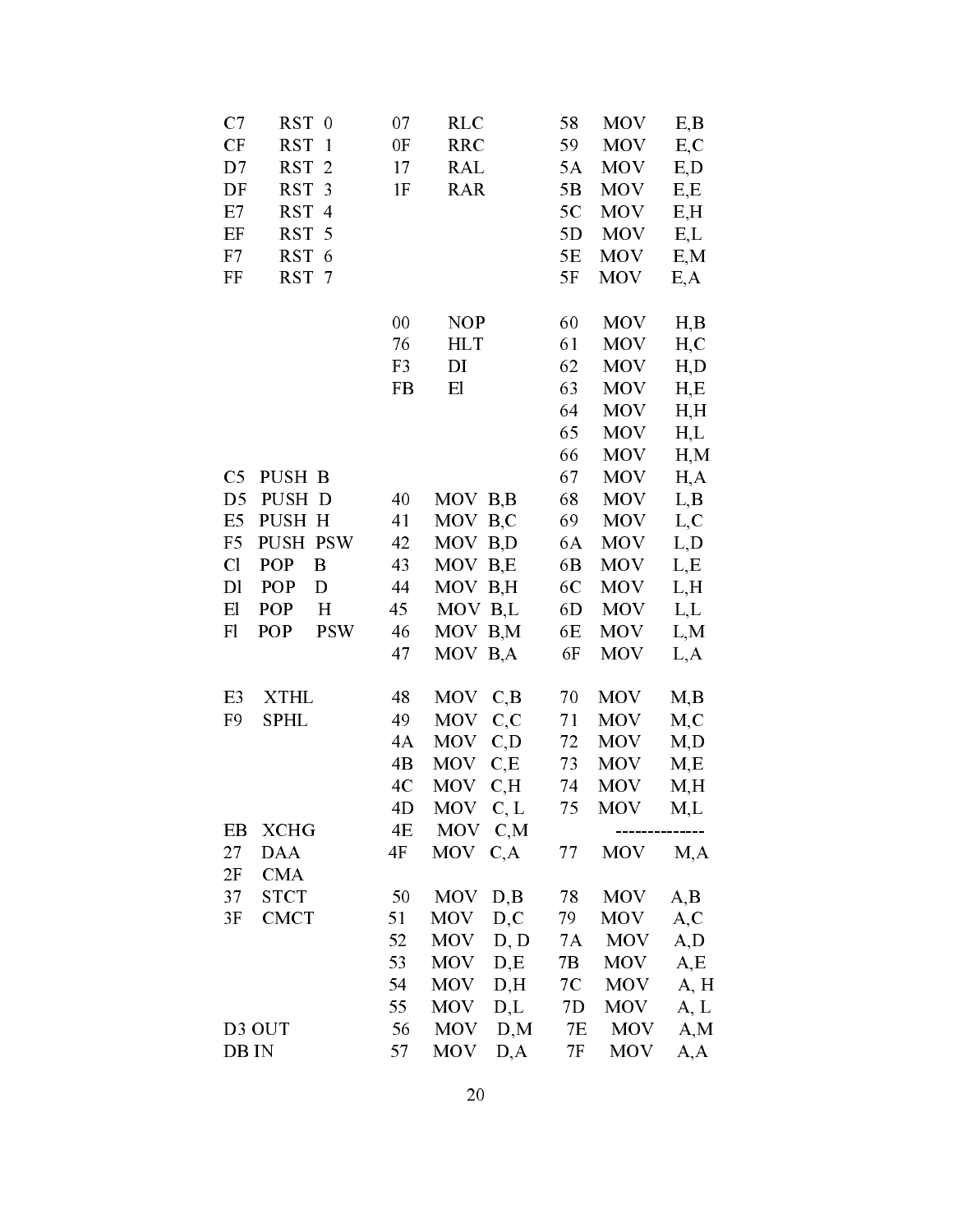| | | | | | |
|---|---|---|---|---|---|
| C7 | RST 0 | 07 | RLC | 58 | MOV E,B |
| CF | RST 1 | 0F | RRC | 59 | MOV E,C |
| D7 | RST 2 | 17 | RAL | 5A | MOV E,D |
| DF | RST 3 | 1F | RAR | 5B | MOV E,E |
| E7 | RST 4 | | | 5C | MOV E,H |
| EF | RST 5 | | | 5D | MOV E,L |
| F7 | RST 6 | | | 5E | MOV E,M |
| FF | RST 7 | | | 5F | MOV E,A |
| | | | | | |
| | | 00 | NOP | 60 | MOV H,B |
| | | 76 | HLT | 61 | MOV H,C |
| | | F3 | DI | 62 | MOV H,D |
| | | FB | El | 63 | MOV H,E |
| | | | | 64 | MOV H,H |
| | | | | 65 | MOV H,L |
| | | | | 66 | MOV H,M |
| C5 | PUSH B | | | 67 | MOV H,A |
| D5 | PUSH D | 40 | MOV B,B | 68 | MOV L,B |
| E5 | PUSH H | 41 | MOV B,C | 69 | MOV L,C |
| F5 | PUSH PSW | 42 | MOV B,D | 6A | MOV L,D |
| Cl | POP B | 43 | MOV B,E | 6B | MOV L,E |
| Dl | POP D | 44 | MOV B,H | 6C | MOV L,H |
| El | POP H | 45 | MOV B,L | 6D | MOV L,L |
| Fl | POP PSW | 46 | MOV B,M | 6E | MOV L,M |
| | | 47 | MOV B,A | 6F | MOV L,A |
| | | | | | |
| E3 | XTHL | 48 | MOV C,B | 70 | MOV M,B |
| F9 | SPHL | 49 | MOV C,C | 71 | MOV M,C |
| | | 4A | MOV C,D | 72 | MOV M,D |
| | | 4B | MOV C,E | 73 | MOV M,E |
| | | 4C | MOV C,H | 74 | MOV M,H |
| | | 4D | MOV C, L | 75 | MOV M,L |
| EB | XCHG | 4E | MOV C,M | | ------------- |
| 27 | DAA | 4F | MOV C,A | 77 | MOV M,A |
| 2F | CMA | | | | |
| 37 | STCT | 50 | MOV D,B | 78 | MOV A,B |
| 3F | CMCT | 51 | MOV D,C | 79 | MOV A,C |
| | | 52 | MOV D, D | 7A | MOV A,D |
| | | 53 | MOV D,E | 7B | MOV A,E |
| | | 54 | MOV D,H | 7C | MOV A, H |
| | | 55 | MOV D,L | 7D | MOV A, L |
| D3 | OUT | 56 | MOV D,M | 7E | MOV A,M |
| DB | IN | 57 | MOV D,A | 7F | MOV A,A |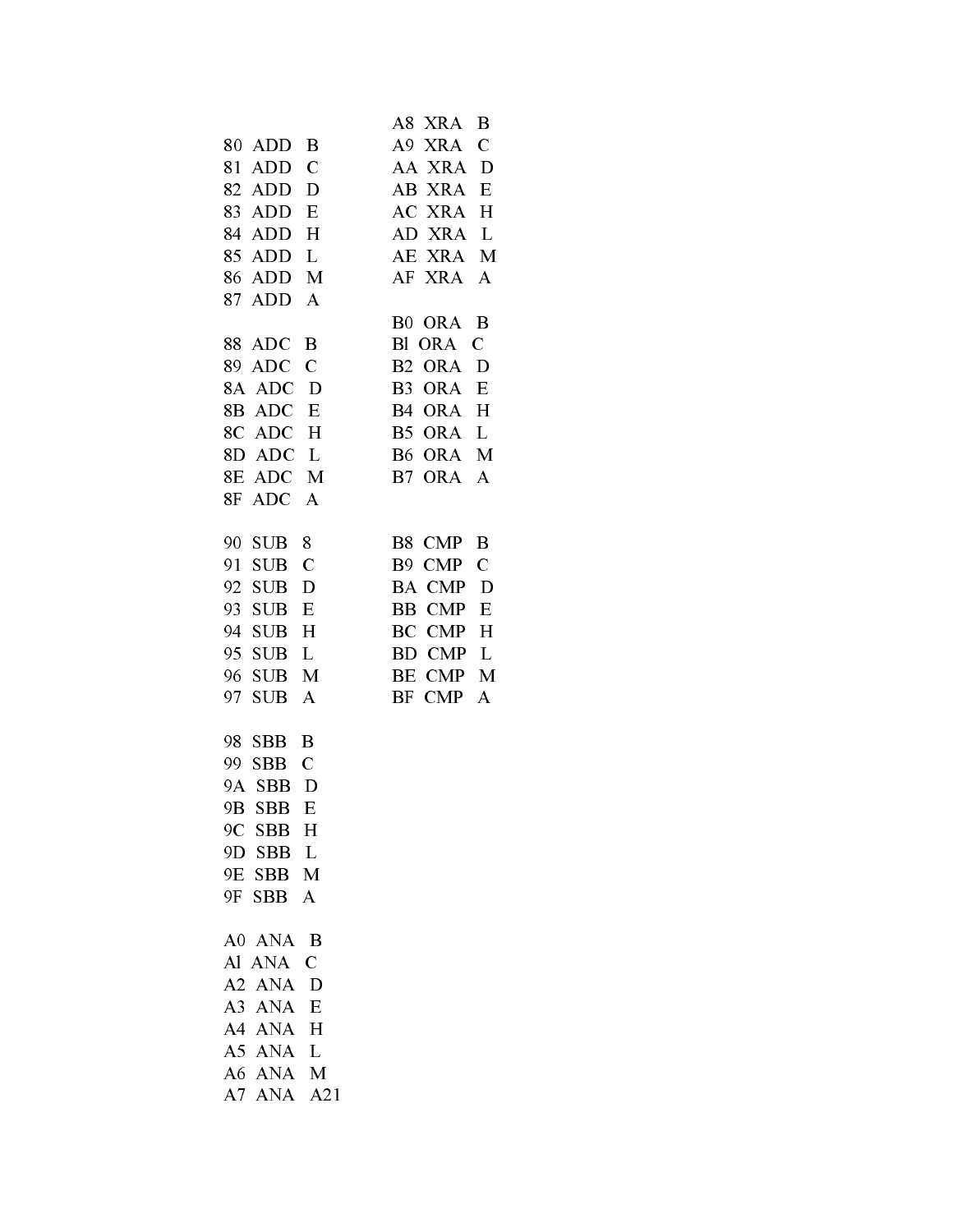80 ADD B
81 ADD C
82 ADD D
83 ADD E
84 ADD H
85 ADD L
86 ADD M
87 ADD A

88 ADC B
89 ADC C
8A ADC D
8B ADC E
8C ADC H
8D ADC L
8E ADC M
8F ADC A

90 SUB 8
91 SUB C
92 SUB D
93 SUB E
94 SUB H
95 SUB L
96 SUB M
97 SUB A

98 SBB B
99 SBB C
9A SBB D
9B SBB E
9C SBB H
9D SBB L
9E SBB M
9F SBB A

A0 ANA B
Al ANA C
A2 ANA D
A3 ANA E
A4 ANA H
A5 ANA L
A6 ANA M
A7 ANA A21

A8 XRA B
A9 XRA C
AA XRA D
AB XRA E
AC XRA H
AD XRA L
AE XRA M
AF XRA A

B0 ORA B
Bl ORA C
B2 ORA D
B3 ORA E
B4 ORA H
B5 ORA L
B6 ORA M
B7 ORA A

B8 CMP B
B9 CMP C
BA CMP D
BB CMP E
BC CMP H
BD CMP L
BE CMP M
BF CMP A